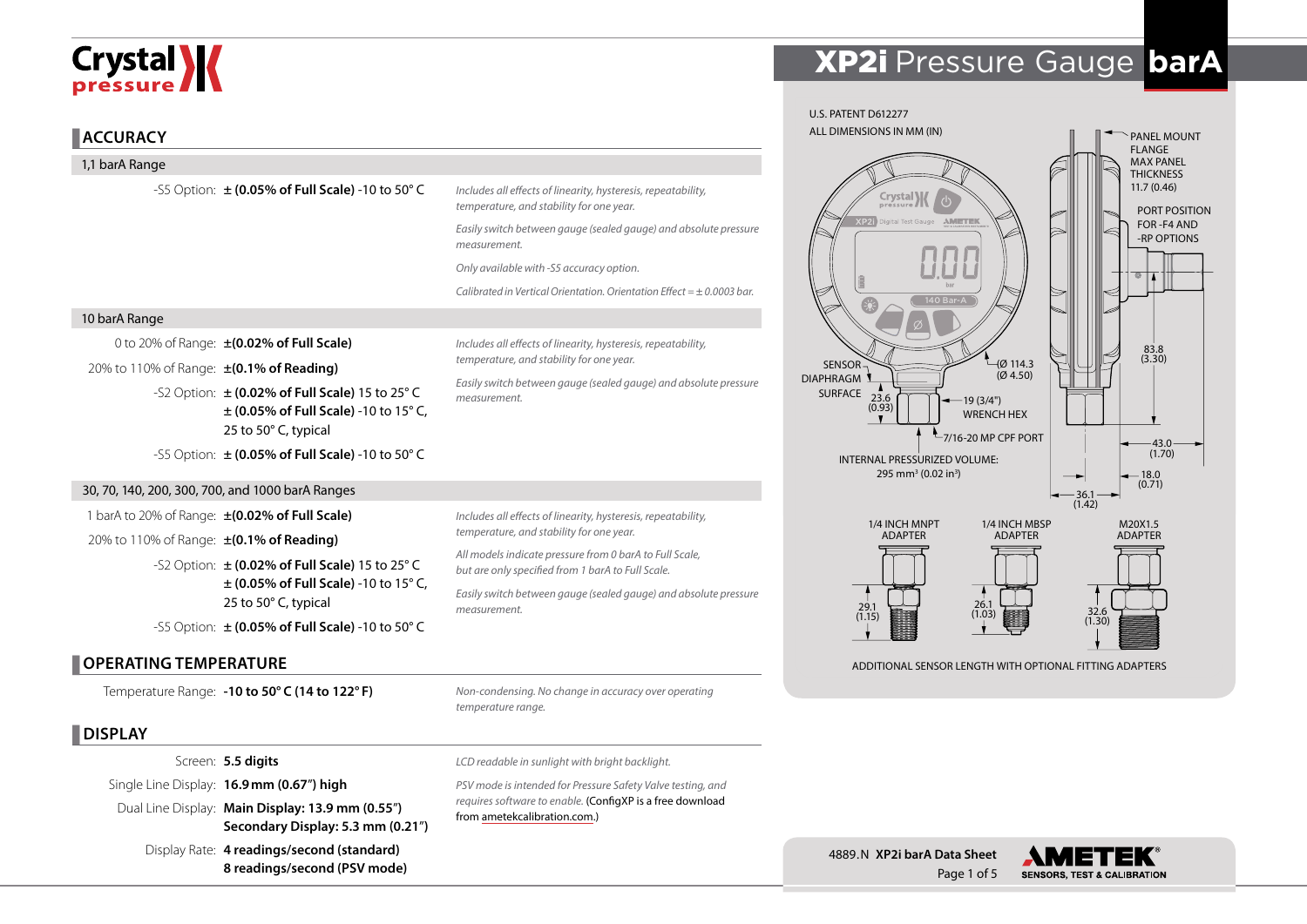# XP2i Pressure Gauge barA

## ACCURACY

### 1,1 barA Range

-S5 Option: ± **(0.05% of Full Scale)** -10 to 50° C

*Includes all effects of linearity, hysteresis, repeatability, temperature, and stability for one year.*

*Easily switch between gauge (sealed gauge) and absolute pressure measurement.*

*Only available with -S5 accuracy option.*

*Calibrated in Vertical Orientation. Orientation Effect = ± 0.0003 bar.*

### 10 barA Range

0 to 20% of Range: **±(0.02% of Full Scale)**

20% to 110% of Range: **±(0.1% of Reading)**

-S2 Option: ± **(0.02% of Full Scale)** 15 to 25° C
± **(0.05% of Full Scale)** -10 to 15° C, 25 to 50° C, typical

-S5 Option: ± **(0.05% of Full Scale)** -10 to 50° C

*Includes all effects of linearity, hysteresis, repeatability, temperature, and stability for one year.*

*Easily switch between gauge (sealed gauge) and absolute pressure measurement.*

### 30, 70, 140, 200, 300, 700, and 1000 barA Ranges

1 barA to 20% of Range: **±(0.02% of Full Scale)**

20% to 110% of Range: **±(0.1% of Reading)**

-S2 Option: ± **(0.02% of Full Scale)** 15 to 25° C
± **(0.05% of Full Scale)** -10 to 15° C, 25 to 50° C, typical

-S5 Option: ± **(0.05% of Full Scale)** -10 to 50° C

*Includes all effects of linearity, hysteresis, repeatability, temperature, and stability for one year.*

*All models indicate pressure from 0 barA to Full Scale, but are only specified from 1 barA to Full Scale.*

*Easily switch between gauge (sealed gauge) and absolute pressure measurement.*

## OPERATING TEMPERATURE

Temperature Range: **-10 to 50° C (14 to 122° F)**

*Non-condensing. No change in accuracy over operating temperature range.*

## DISPLAY

Screen: **5.5 digits**

Single Line Display: **16.9 mm (0.67") high**

Dual Line Display: **Main Display: 13.9 mm (0.55")**
**Secondary Display: 5.3 mm (0.21")**

Display Rate: **4 readings/second (standard)**
**8 readings/second (PSV mode)**

*LCD readable in sunlight with bright backlight.*

*PSV mode is intended for Pressure Safety Valve testing, and requires software to enable.* (ConfigXP is a free download from ametekcalibration.com.)

---

U.S. PATENT D612277

ALL DIMENSIONS IN MM (IN)

- PANEL MOUNT FLANGE MAX PANEL THICKNESS 11.7 (0.46)
- PORT POSITION FOR -F4 AND -RP OPTIONS
- SENSOR DIAPHRAGM SURFACE
- Ø 114.3 (Ø 4.50)
- 23.6 (0.93)
- 19 (3/4") WRENCH HEX
- 7/16-20 MP CPF PORT
- 83.8 (3.30)
- 43.0 (1.70)
- 18.0 (0.71)
- 36.1 (1.42)

INTERNAL PRESSURIZED VOLUME: 295 mm³ (0.02 in³)

| 1/4 INCH MNPT ADAPTER | 1/4 INCH MBSP ADAPTER | M20X1.5 ADAPTER |
|---|---|---|
| 29.1 (1.15) | 26.1 (1.03) | 32.6 (1.30) |

ADDITIONAL SENSOR LENGTH WITH OPTIONAL FITTING ADAPTERS

4889.N **XP2i barA Data Sheet**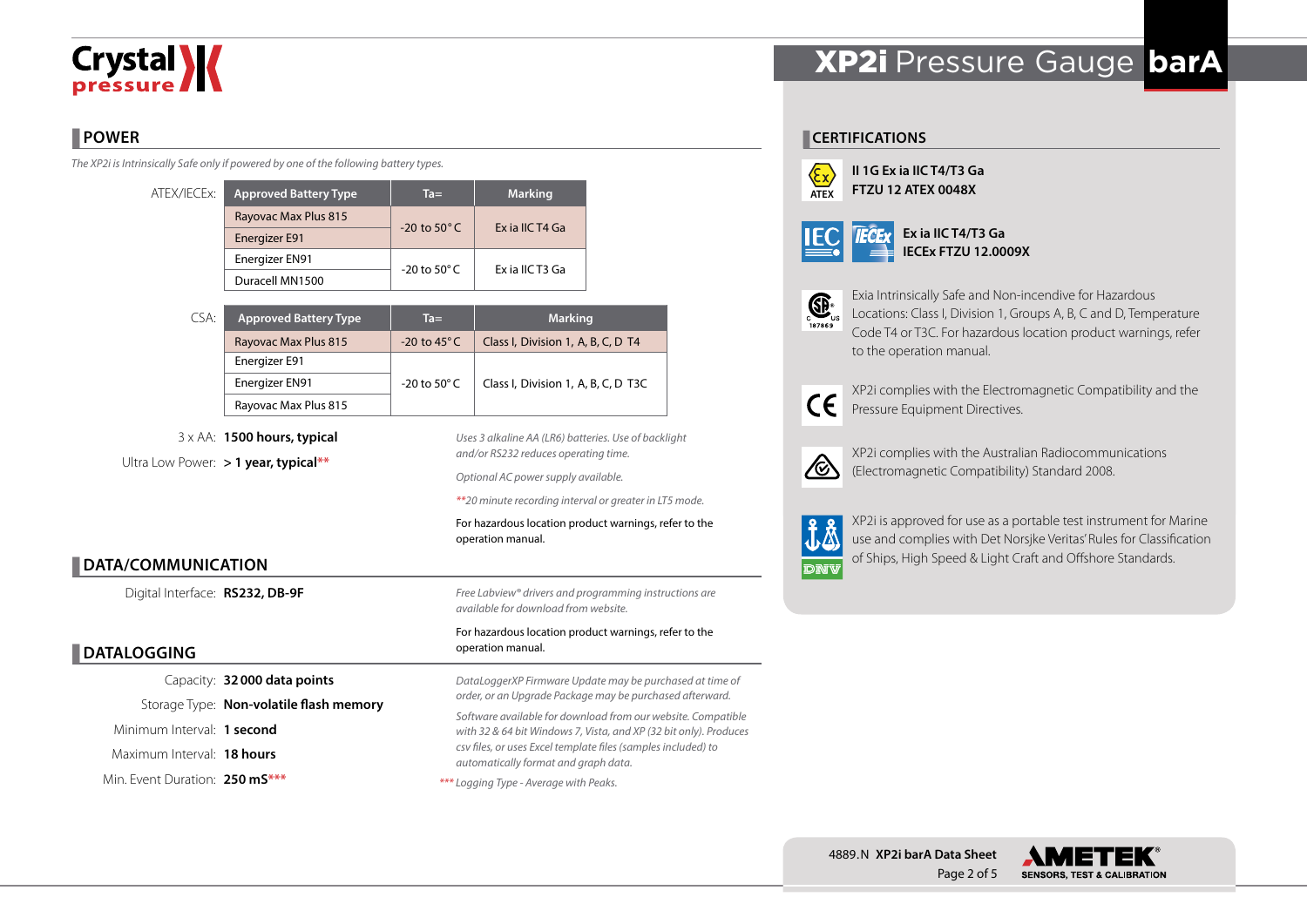## POWER

*The XP2i is Intrinsically Safe only if powered by one of the following battery types.*

ATEX/IECEx:

| Approved Battery Type | Ta= | Marking |
|---|---|---|
| Rayovac Max Plus 815 | -20 to 50° C | Ex ia IIC T4 Ga |
| Energizer E91 | | |
| Energizer EN91 | -20 to 50° C | Ex ia IIC T3 Ga |
| Duracell MN1500 | | |

CSA:

| Approved Battery Type | Ta= | Marking |
|---|---|---|
| Rayovac Max Plus 815 | -20 to 45° C | Class I, Division 1, A, B, C, D T4 |
| Energizer E91 | -20 to 50° C | Class I, Division 1, A, B, C, D T3C |
| Energizer EN91 | | |
| Rayovac Max Plus 815 | | |

3 x AA: **1500 hours, typical**

Ultra Low Power: **> 1 year, typical****

*Uses 3 alkaline AA (LR6) batteries. Use of backlight and/or RS232 reduces operating time.*

*Optional AC power supply available.*

*\*\*20 minute recording interval or greater in LT5 mode.*

For hazardous location product warnings, refer to the operation manual.

## DATA/COMMUNICATION

Digital Interface: **RS232, DB-9F**

*Free Labview® drivers and programming instructions are available for download from website.*

For hazardous location product warnings, refer to the operation manual.

## DATALOGGING

Capacity: **32 000 data points**

Storage Type: **Non-volatile flash memory**

Minimum Interval: **1 second**

Maximum Interval: **18 hours**

Min. Event Duration: **250 mS*****

*DataLoggerXP Firmware Update may be purchased at time of order, or an Upgrade Package may be purchased afterward.*

*Software available for download from our website. Compatible with 32 & 64 bit Windows 7, Vista, and XP (32 bit only). Produces csv files, or uses Excel template files (samples included) to automatically format and graph data.*

*\*\*\* Logging Type - Average with Peaks.*

## CERTIFICATIONS

ATEX

**II 1G Ex ia IIC T4/T3 Ga**
**FTZU 12 ATEX 0048X**

IEC IECEx

**Ex ia IIC T4/T3 Ga**
**IECEx FTZU 12.0009X**

Exia Intrinsically Safe and Non-incendive for Hazardous Locations: Class I, Division 1, Groups A, B, C and D, Temperature Code T4 or T3C. For hazardous location product warnings, refer to the operation manual.

XP2i complies with the Electromagnetic Compatibility and the Pressure Equipment Directives.

XP2i complies with the Australian Radiocommunications (Electromagnetic Compatibility) Standard 2008.

XP2i is approved for use as a portable test instrument for Marine use and complies with Det Norsjke Veritas' Rules for Classification of Ships, High Speed & Light Craft and Offshore Standards.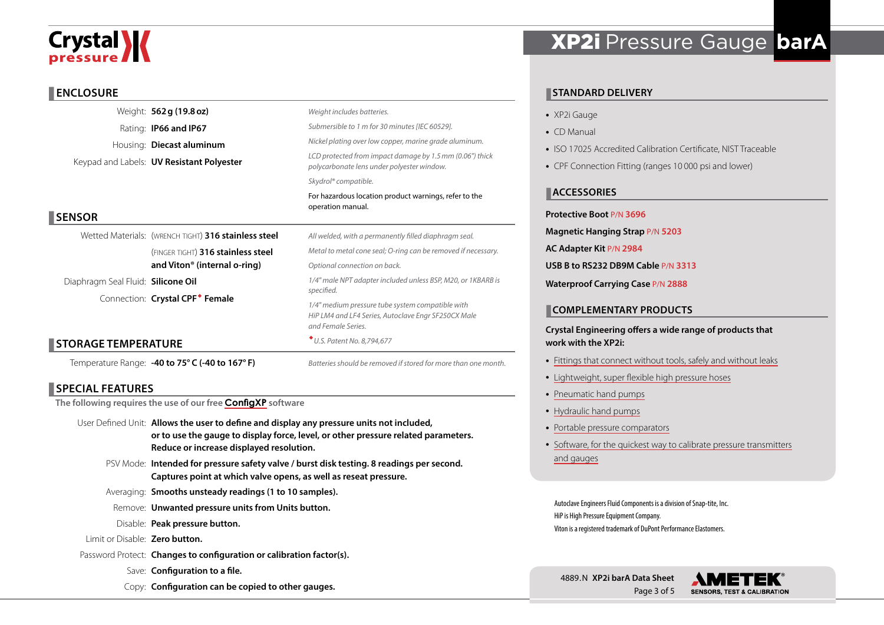# XP2i Pressure Gauge barA

## ENCLOSURE

| | | |
|---|---|---|
| Weight: | **562 g (19.8 oz)** | *Weight includes batteries.* |
| Rating: | **IP66 and IP67** | *Submersible to 1 m for 30 minutes [IEC 60529].* |
| Housing: | **Diecast aluminum** | *Nickel plating over low copper, marine grade aluminum.* |
| Keypad and Labels: | **UV Resistant Polyester** | *LCD protected from impact damage by 1.5 mm (0.06") thick polycarbonate lens under polyester window.* |
| | | *Skydrol® compatible.* |
| | | For hazardous location product warnings, refer to the operation manual. |

## SENSOR

| | | |
|---|---|---|
| Wetted Materials: | (WRENCH TIGHT) **316 stainless steel** | *All welded, with a permanently filled diaphragm seal.* |
| | (FINGER TIGHT) **316 stainless steel and Viton® (internal o-ring)** | *Metal to metal cone seal; O-ring can be removed if necessary.* |
| | | *Optional connection on back.* |
| Diaphragm Seal Fluid: | **Silicone Oil** | *1/4" male NPT adapter included unless BSP, M20, or 1KBARB is specified.* |
| Connection: | **Crystal CPF♦ Female** | *1/4" medium pressure tube system compatible with HiP LM4 and LF4 Series, Autoclave Engr SF250CX Male and Female Series.* |
| | | *♦U.S. Patent No. 8,794,677* |

## STORAGE TEMPERATURE

| | | |
|---|---|---|
| Temperature Range: | **-40 to 75° C (-40 to 167° F)** | *Batteries should be removed if stored for more than one month.* |

## SPECIAL FEATURES

**The following requires the use of our free ConfigXP software**

| | |
|---|---|
| User Defined Unit: | **Allows the user to define and display any pressure units not included, or to use the gauge to display force, level, or other pressure related parameters. Reduce or increase displayed resolution.** |
| PSV Mode: | **Intended for pressure safety valve / burst disk testing. 8 readings per second. Captures point at which valve opens, as well as reseat pressure.** |
| Averaging: | **Smooths unsteady readings (1 to 10 samples).** |
| Remove: | **Unwanted pressure units from Units button.** |
| Disable: | **Peak pressure button.** |
| Limit or Disable: | **Zero button.** |
| Password Protect: | **Changes to configuration or calibration factor(s).** |
| Save: | **Configuration to a file.** |
| Copy: | **Configuration can be copied to other gauges.** |

## STANDARD DELIVERY

- XP2i Gauge
- CD Manual
- ISO 17025 Accredited Calibration Certificate, NIST Traceable
- CPF Connection Fitting (ranges 10 000 psi and lower)

## ACCESSORIES

**Protective Boot** P/N **3696**

**Magnetic Hanging Strap** P/N **5203**

**AC Adapter Kit** P/N **2984**

**USB B to RS232 DB9M Cable** P/N **3313**

**Waterproof Carrying Case** P/N **2888**

## COMPLEMENTARY PRODUCTS

**Crystal Engineering offers a wide range of products that work with the XP2i:**

- Fittings that connect without tools, safely and without leaks
- Lightweight, super flexible high pressure hoses
- Pneumatic hand pumps
- Hydraulic hand pumps
- Portable pressure comparators
- Software, for the quickest way to calibrate pressure transmitters and gauges

Autoclave Engineers Fluid Components is a division of Snap-tite, Inc.
HiP is High Pressure Equipment Company.
Viton is a registered trademark of DuPont Performance Elastomers.

4889.N **XP2i barA Data Sheet**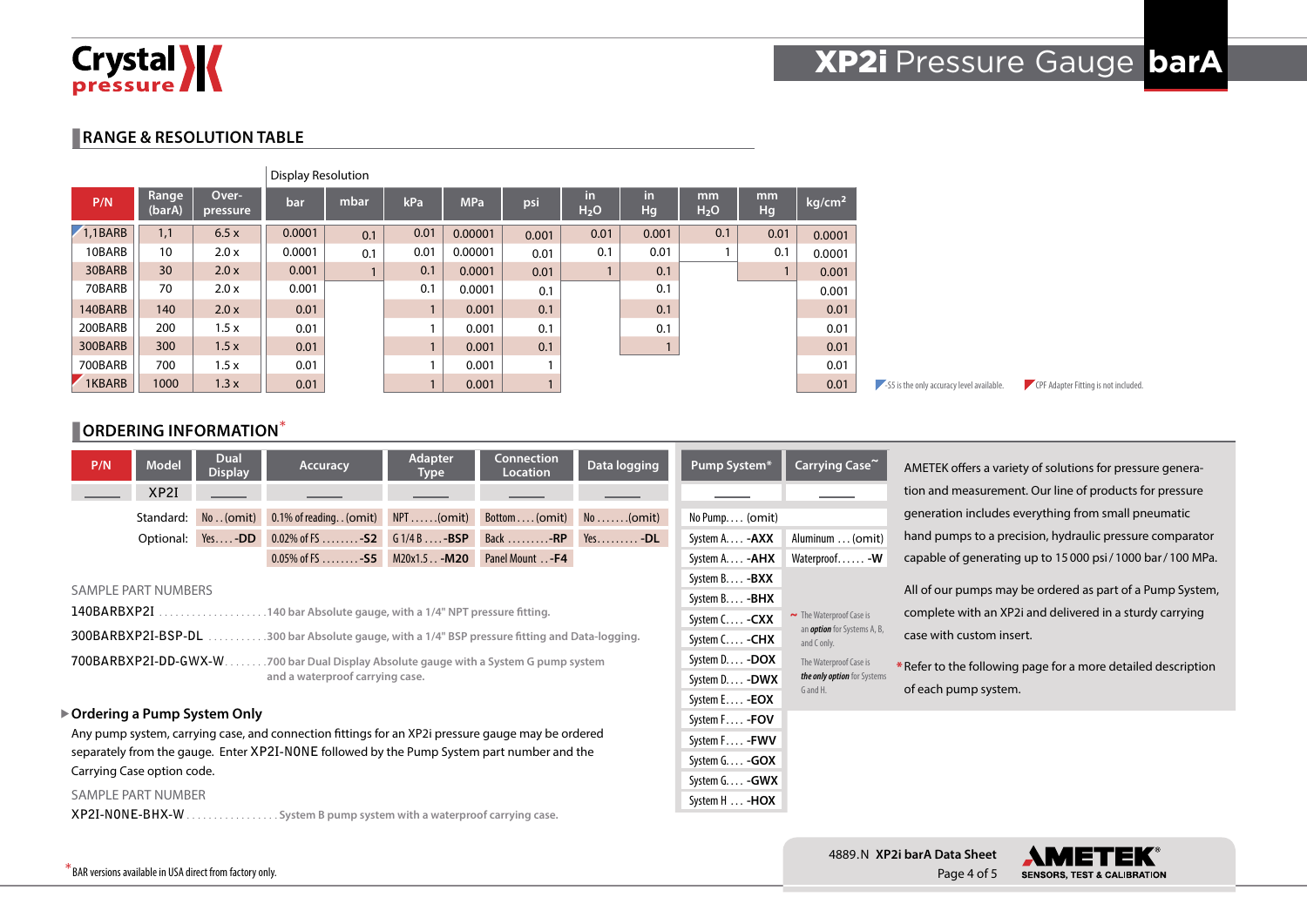# XP2i Pressure Gauge barA

## RANGE & RESOLUTION TABLE

| P/N | Range (barA) | Over-pressure | Display Resolution: bar | mbar | kPa | MPa | psi | in $H_2O$ | in Hg | mm $H_2O$ | mm Hg | kg/cm² |
|---|---|---|---|---|---|---|---|---|---|---|---|---|
| 1,1BARB | 1,1 | 6.5 x | 0.0001 | 0.1 | 0.01 | 0.00001 | 0.001 | 0.01 | 0.001 | 0.1 | 0.01 | 0.0001 |
| 10BARB | 10 | 2.0 x | 0.0001 | 0.1 | 0.01 | 0.00001 | 0.01 | 0.1 | 0.01 | 1 | 0.1 | 0.0001 |
| 30BARB | 30 | 2.0 x | 0.001 | 1 | 0.1 | 0.0001 | 0.01 | 1 | 0.1 | | 1 | 0.001 |
| 70BARB | 70 | 2.0 x | 0.001 | | 0.1 | 0.0001 | 0.1 | | 0.1 | | | 0.001 |
| 140BARB | 140 | 2.0 x | 0.01 | | 1 | 0.001 | 0.1 | | 0.1 | | | 0.01 |
| 200BARB | 200 | 1.5 x | 0.01 | | 1 | 0.001 | 0.1 | | 0.1 | | | 0.01 |
| 300BARB | 300 | 1.5 x | 0.01 | | 1 | 0.001 | 0.1 | | 1 | | | 0.01 |
| 700BARB | 700 | 1.5 x | 0.01 | | 1 | 0.001 | 1 | | | | | 0.01 |
| 1KBARB | 1000 | 1.3 x | 0.01 | | 1 | 0.001 | 1 | | | | | 0.01 |

-S5 is the only accuracy level available. (1,1BARB)

CPF Adapter Fitting is not included. (1KBARB)

## ORDERING INFORMATION*

| | P/N | Model | Dual Display | Accuracy | Adapter Type | Connection Location | Data logging |
|---|---|---|---|---|---|---|---|
| | ____ | XP2I | ____ | ____ | ____ | ____ | ____ |
| Standard: | | | No . . (omit) | 0.1% of reading. . (omit) | NPT . . . . . . (omit) | Bottom . . . . (omit) | No . . . . . . . (omit) |
| Optional: | | | Yes. . . . **-DD** | 0.02% of FS . . . . . . . . **-S2** | G 1/4 B . . . . . **-BSP** | Back . . . . . . . . . **-RP** | Yes. . . . . . . . . **-DL** |
| | | | | 0.05% of FS . . . . . . . . **-S5** | M20x1.5 . . **-M20** | Panel Mount . . **-F4** | |

| Pump System* | Carrying Case~ |
|---|---|
| ____ | ____ |
| No Pump. . . . (omit) | |
| System A. . . . **-AXX** | Aluminum . . . (omit) |
| System A. . . . **-AHX** | Waterproof. . . . . . **-W** |
| System B. . . . **-BXX** | |
| System B. . . . **-BHX** | |
| System C. . . . **-CXX** | |
| System C. . . . **-CHX** | |
| System D. . . . **-DOX** | |
| System D. . . . **-DWX** | |
| System E. . . . **-EOX** | |
| System F. . . . **-FOV** | |
| System F. . . . **-FWV** | |
| System G. . . . **-GOX** | |
| System G. . . . **-GWX** | |
| System H . . . **-HOX** | |

~ The Waterproof Case is an *option* for Systems A, B, and C only.

The Waterproof Case is *the only option* for Systems G and H.

AMETEK offers a variety of solutions for pressure generation and measurement. Our line of products for pressure generation includes everything from small pneumatic hand pumps to a precision, hydraulic pressure comparator capable of generating up to 15 000 psi / 1000 bar / 100 MPa.

All of our pumps may be ordered as part of a Pump System, complete with an XP2i and delivered in a sturdy carrying case with custom insert.

*Refer to the following page for a more detailed description of each pump system.

SAMPLE PART NUMBERS

140BARBXP2I . . . . . . . . . . . . . . . . . . . . 140 bar Absolute gauge, with a 1/4" NPT pressure fitting.

300BARBXP2I-BSP-DL . . . . . . . . . . . 300 bar Absolute gauge, with a 1/4" BSP pressure fitting and Data-logging.

700BARBXP2I-DD-GWX-W. . . . . . . . 700 bar Dual Display Absolute gauge with a System G pump system and a waterproof carrying case.

### ▶ Ordering a Pump System Only

Any pump system, carrying case, and connection fittings for an XP2i pressure gauge may be ordered separately from the gauge. Enter XP2I-NONE followed by the Pump System part number and the Carrying Case option code.

SAMPLE PART NUMBER

XP2I-NONE-BHX-W . . . . . . . . . . . . . . . . . System B pump system with a waterproof carrying case.

*BAR versions available in USA direct from factory only.

4889.N **XP2i barA Data Sheet**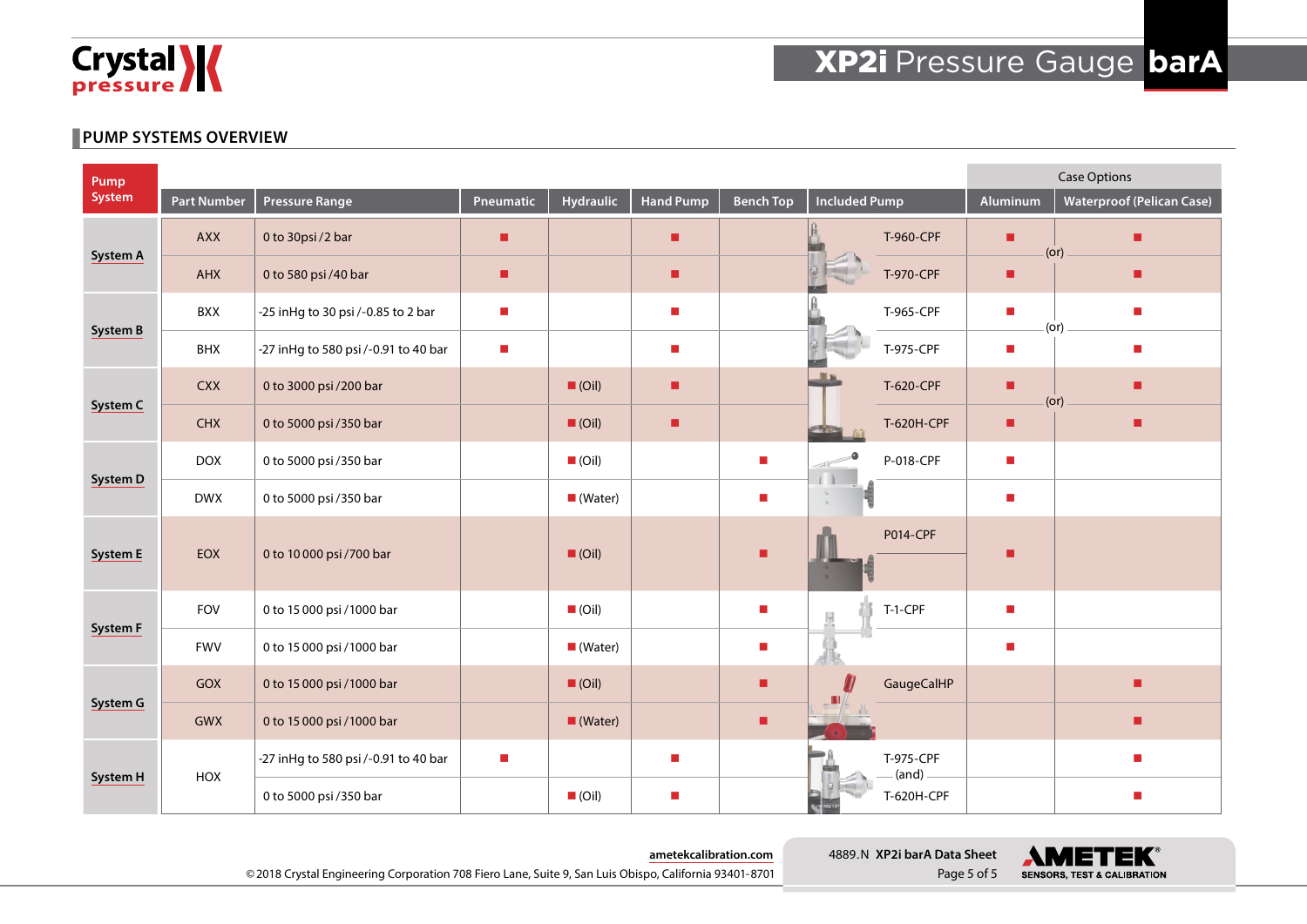## PUMP SYSTEMS OVERVIEW

| Pump System | Part Number | Pressure Range | Pneumatic | Hydraulic | Hand Pump | Bench Top | Included Pump | Case Options: Aluminum | Case Options: Waterproof (Pelican Case) |
|---|---|---|---|---|---|---|---|---|---|
| System A | AXX | 0 to 30psi / 2 bar | ■ | | ■ | | T-960-CPF | ■ (or) | ■ |
| | AHX | 0 to 580 psi / 40 bar | ■ | | ■ | | T-970-CPF | ■ | ■ |
| System B | BXX | -25 inHg to 30 psi / -0.85 to 2 bar | ■ | | ■ | | T-965-CPF | ■ (or) | ■ |
| | BHX | -27 inHg to 580 psi / -0.91 to 40 bar | ■ | | ■ | | T-975-CPF | ■ | ■ |
| System C | CXX | 0 to 3000 psi / 200 bar | | ■ (Oil) | ■ | | T-620-CPF | ■ (or) | ■ |
| | CHX | 0 to 5000 psi / 350 bar | | ■ (Oil) | ■ | | T-620H-CPF | ■ | ■ |
| System D | DOX | 0 to 5000 psi / 350 bar | | ■ (Oil) | | ■ | P-018-CPF | ■ | |
| | DWX | 0 to 5000 psi / 350 bar | | ■ (Water) | | ■ | | ■ | |
| System E | EOX | 0 to 10 000 psi / 700 bar | | ■ (Oil) | | ■ | P014-CPF | ■ | |
| System F | FOV | 0 to 15 000 psi / 1000 bar | | ■ (Oil) | | ■ | T-1-CPF | ■ | |
| | FWV | 0 to 15 000 psi / 1000 bar | | ■ (Water) | | ■ | | ■ | |
| System G | GOX | 0 to 15 000 psi / 1000 bar | | ■ (Oil) | | ■ | GaugeCalHP | | ■ |
| | GWX | 0 to 15 000 psi / 1000 bar | | ■ (Water) | | ■ | | | ■ |
| System H | HOX | -27 inHg to 580 psi / -0.91 to 40 bar | ■ | | ■ | | T-975-CPF (and) | | ■ |
| | | 0 to 5000 psi / 350 bar | | ■ (Oil) | ■ | | T-620H-CPF | | ■ |

ametekcalibration.com

© 2018 Crystal Engineering Corporation 708 Fiero Lane, Suite 9, San Luis Obispo, California 93401-8701

4889.N **XP2i barA Data Sheet**